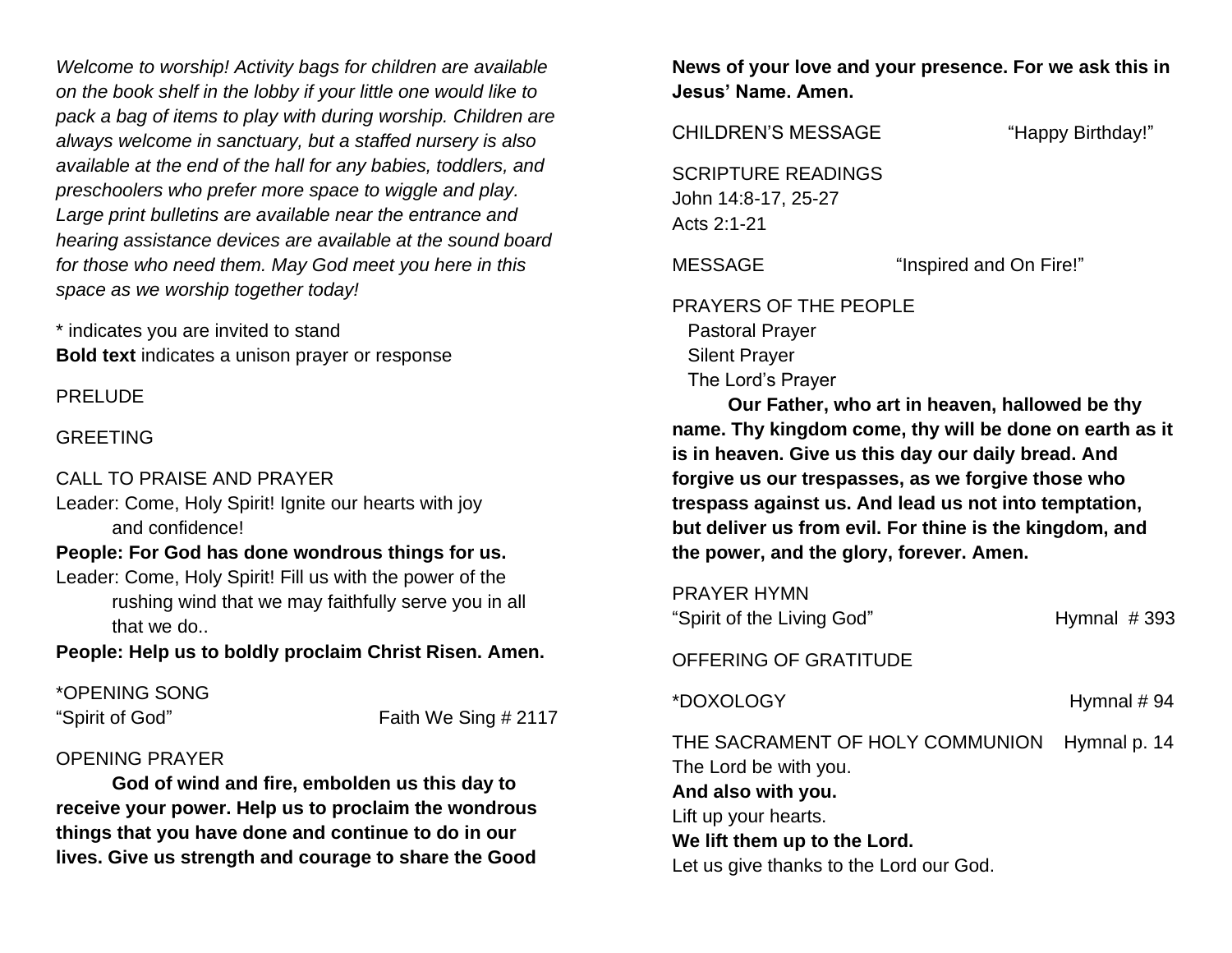*Welcome to worship! Activity bags for children are available on the book shelf in the lobby if your little one would like to pack a bag of items to play with during worship. Children are always welcome in sanctuary, but a staffed nursery is also available at the end of the hall for any babies, toddlers, and preschoolers who prefer more space to wiggle and play. Large print bulletins are available near the entrance and hearing assistance devices are available at the sound board for those who need them. May God meet you here in this space as we worship together today!*

* indicates you are invited to stand
**Bold text** indicates a unison prayer or response

PRELUDE

GREETING

CALL TO PRAISE AND PRAYER

Leader: Come, Holy Spirit! Ignite our hearts with joy and confidence!

**People: For God has done wondrous things for us.**

Leader: Come, Holy Spirit! Fill us with the power of the rushing wind that we may faithfully serve you in all that we do..

**People: Help us to boldly proclaim Christ Risen. Amen.**

*OPENING SONG
"Spirit of God" Faith We Sing # 2117

OPENING PRAYER

**God of wind and fire, embolden us this day to receive your power. Help us to proclaim the wondrous things that you have done and continue to do in our lives. Give us strength and courage to share the Good News of your love and your presence. For we ask this in Jesus' Name. Amen.**

CHILDREN'S MESSAGE "Happy Birthday!"

SCRIPTURE READINGS
John 14:8-17, 25-27
Acts 2:1-21

MESSAGE "Inspired and On Fire!"

PRAYERS OF THE PEOPLE
Pastoral Prayer
Silent Prayer
The Lord's Prayer

**Our Father, who art in heaven, hallowed be thy name. Thy kingdom come, thy will be done on earth as it is in heaven. Give us this day our daily bread. And forgive us our trespasses, as we forgive those who trespass against us. And lead us not into temptation, but deliver us from evil. For thine is the kingdom, and the power, and the glory, forever. Amen.**

PRAYER HYMN
"Spirit of the Living God" Hymnal # 393

OFFERING OF GRATITUDE

*DOXOLOGY Hymnal # 94

THE SACRAMENT OF HOLY COMMUNION Hymnal p. 14

The Lord be with you.
**And also with you.**
Lift up your hearts.
**We lift them up to the Lord.**
Let us give thanks to the Lord our God.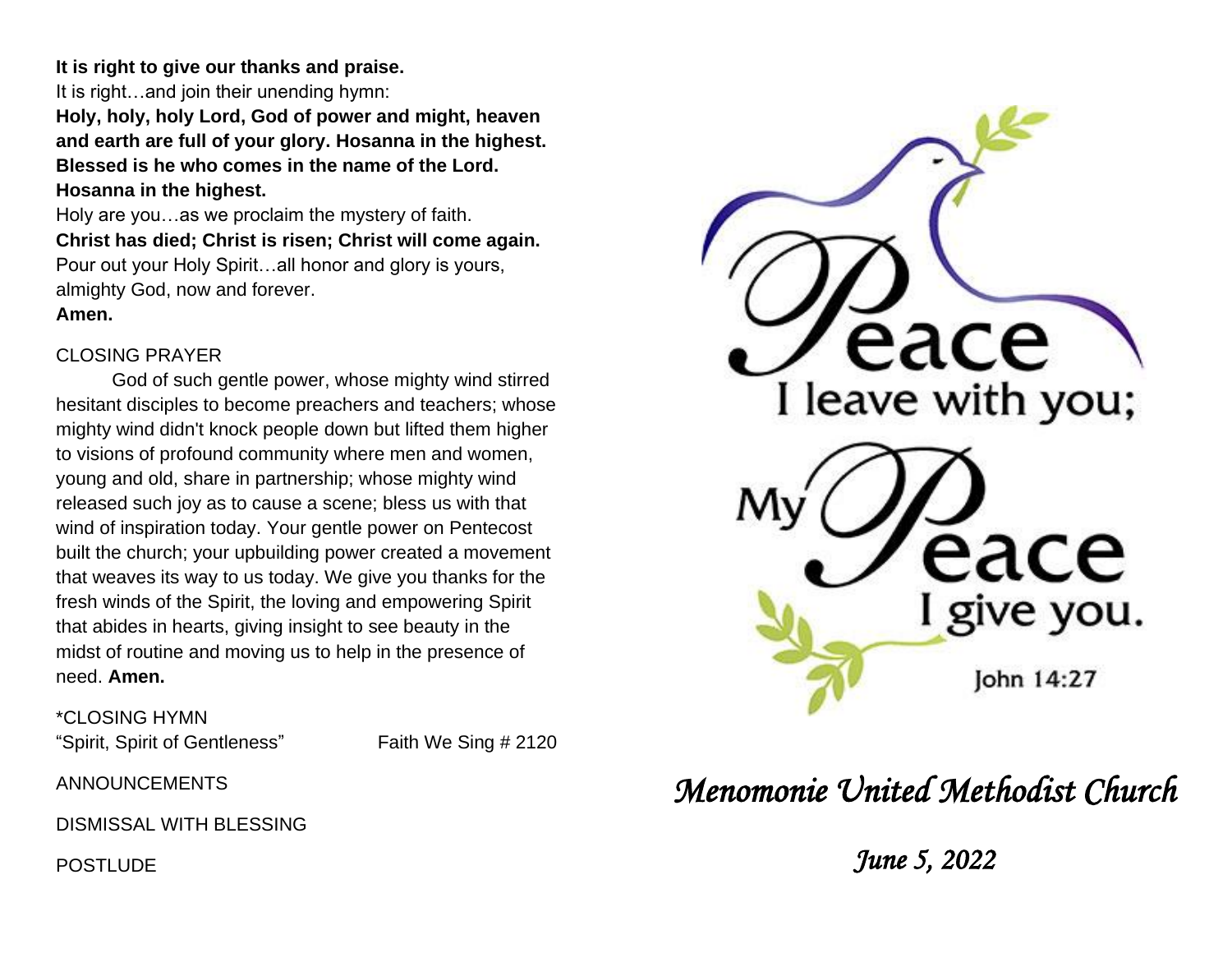**It is right to give our thanks and praise.**
It is right…and join their unending hymn:
**Holy, holy, holy Lord, God of power and might, heaven and earth are full of your glory. Hosanna in the highest. Blessed is he who comes in the name of the Lord. Hosanna in the highest.**
Holy are you…as we proclaim the mystery of faith.
**Christ has died; Christ is risen; Christ will come again.**
Pour out your Holy Spirit…all honor and glory is yours, almighty God, now and forever.
**Amen.**

CLOSING PRAYER

God of such gentle power, whose mighty wind stirred hesitant disciples to become preachers and teachers; whose mighty wind didn't knock people down but lifted them higher to visions of profound community where men and women, young and old, share in partnership; whose mighty wind released such joy as to cause a scene; bless us with that wind of inspiration today. Your gentle power on Pentecost built the church; your upbuilding power created a movement that weaves its way to us today. We give you thanks for the fresh winds of the Spirit, the loving and empowering Spirit that abides in hearts, giving insight to see beauty in the midst of routine and moving us to help in the presence of need. **Amen.**

*CLOSING HYMN
"Spirit, Spirit of Gentleness" Faith We Sing # 2120

ANNOUNCEMENTS

DISMISSAL WITH BLESSING

POSTLUDE

Peace I leave with you; My Peace I give you.

John 14:27

*Menomonie United Methodist Church*

*June 5, 2022*